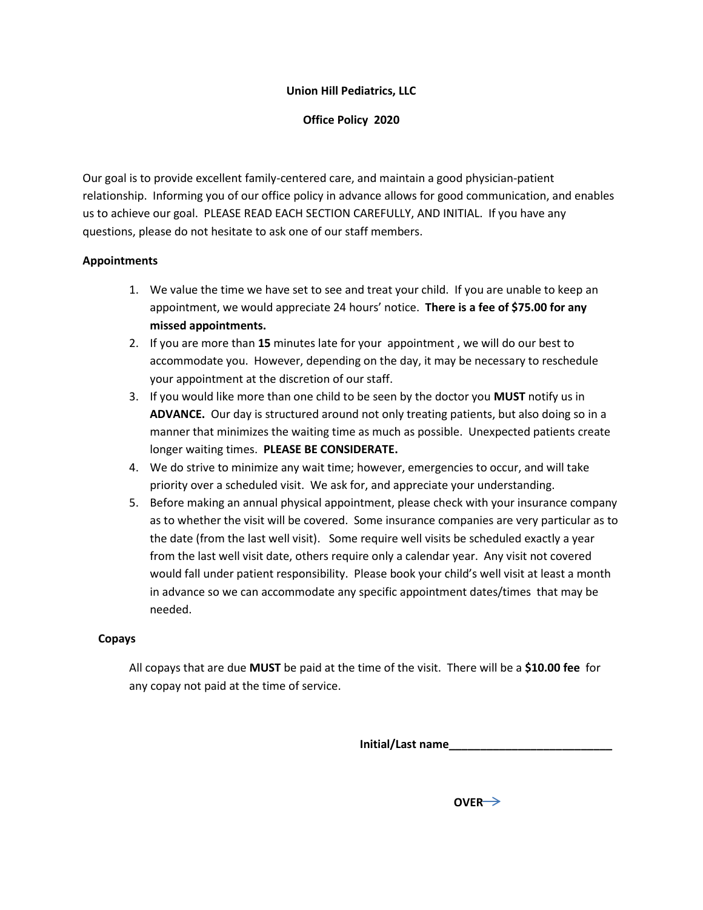**Union Hill Pediatrics, LLC**

**Office Policy 2020**

Our goal is to provide excellent family-centered care, and maintain a good physician-patient relationship. Informing you of our office policy in advance allows for good communication, and enables us to achieve our goal. PLEASE READ EACH SECTION CAREFULLY, AND INITIAL. If you have any questions, please do not hesitate to ask one of our staff members.

**Appointments**

1. We value the time we have set to see and treat your child. If you are unable to keep an appointment, we would appreciate 24 hours' notice. **There is a fee of $75.00 for any missed appointments.**
2. If you are more than **15** minutes late for your appointment , we will do our best to accommodate you. However, depending on the day, it may be necessary to reschedule your appointment at the discretion of our staff.
3. If you would like more than one child to be seen by the doctor you **MUST** notify us in **ADVANCE.** Our day is structured around not only treating patients, but also doing so in a manner that minimizes the waiting time as much as possible. Unexpected patients create longer waiting times. **PLEASE BE CONSIDERATE.**
4. We do strive to minimize any wait time; however, emergencies to occur, and will take priority over a scheduled visit. We ask for, and appreciate your understanding.
5. Before making an annual physical appointment, please check with your insurance company as to whether the visit will be covered. Some insurance companies are very particular as to the date (from the last well visit). Some require well visits be scheduled exactly a year from the last well visit date, others require only a calendar year. Any visit not covered would fall under patient responsibility. Please book your child's well visit at least a month in advance so we can accommodate any specific appointment dates/times that may be needed.

**Copays**

All copays that are due **MUST** be paid at the time of the visit. There will be a **$10.00 fee** for any copay not paid at the time of service.

**Initial/Last name**___________________________

**OVER**→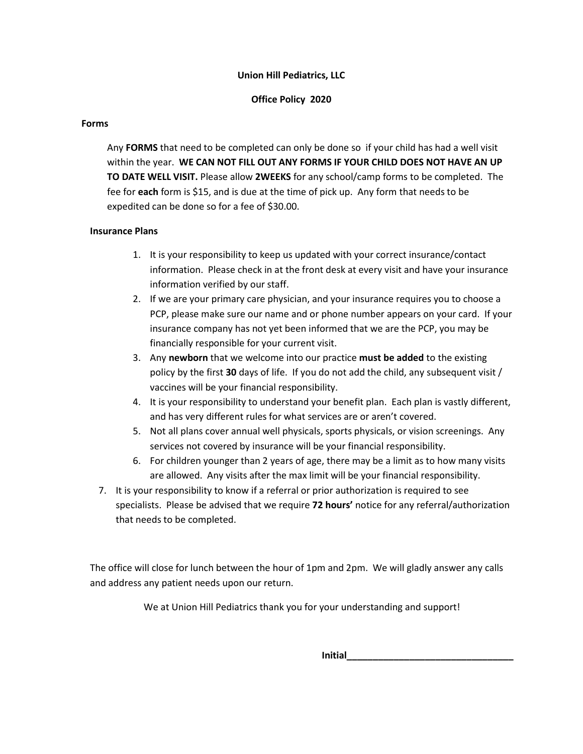**Union Hill Pediatrics, LLC**

**Office Policy 2020**

**Forms**

Any **FORMS** that need to be completed can only be done so if your child has had a well visit within the year. **WE CAN NOT FILL OUT ANY FORMS IF YOUR CHILD DOES NOT HAVE AN UP TO DATE WELL VISIT.** Please allow **2WEEKS** for any school/camp forms to be completed. The fee for **each** form is $15, and is due at the time of pick up. Any form that needs to be expedited can be done so for a fee of $30.00.

**Insurance Plans**

1. It is your responsibility to keep us updated with your correct insurance/contact information. Please check in at the front desk at every visit and have your insurance information verified by our staff.
2. If we are your primary care physician, and your insurance requires you to choose a PCP, please make sure our name and or phone number appears on your card. If your insurance company has not yet been informed that we are the PCP, you may be financially responsible for your current visit.
3. Any **newborn** that we welcome into our practice **must be added** to the existing policy by the first **30** days of life. If you do not add the child, any subsequent visit / vaccines will be your financial responsibility.
4. It is your responsibility to understand your benefit plan. Each plan is vastly different, and has very different rules for what services are or aren't covered.
5. Not all plans cover annual well physicals, sports physicals, or vision screenings. Any services not covered by insurance will be your financial responsibility.
6. For children younger than 2 years of age, there may be a limit as to how many visits are allowed. Any visits after the max limit will be your financial responsibility.
7. It is your responsibility to know if a referral or prior authorization is required to see specialists. Please be advised that we require **72 hours'** notice for any referral/authorization that needs to be completed.

The office will close for lunch between the hour of 1pm and 2pm. We will gladly answer any calls and address any patient needs upon our return.

We at Union Hill Pediatrics thank you for your understanding and support!

**Initial**________________________________